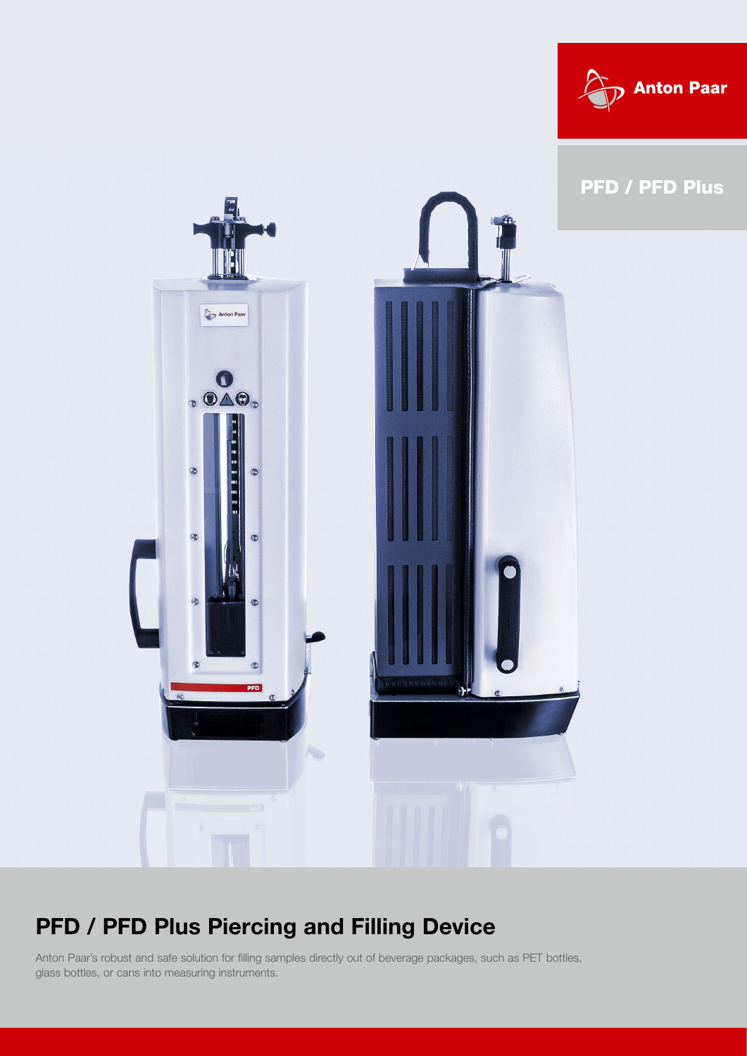Anton Paar

PFD / PFD Plus

# PFD / PFD Plus Piercing and Filling Device

Anton Paar's robust and safe solution for filling samples directly out of beverage packages, such as PET bottles, glass bottles, or cans into measuring instruments.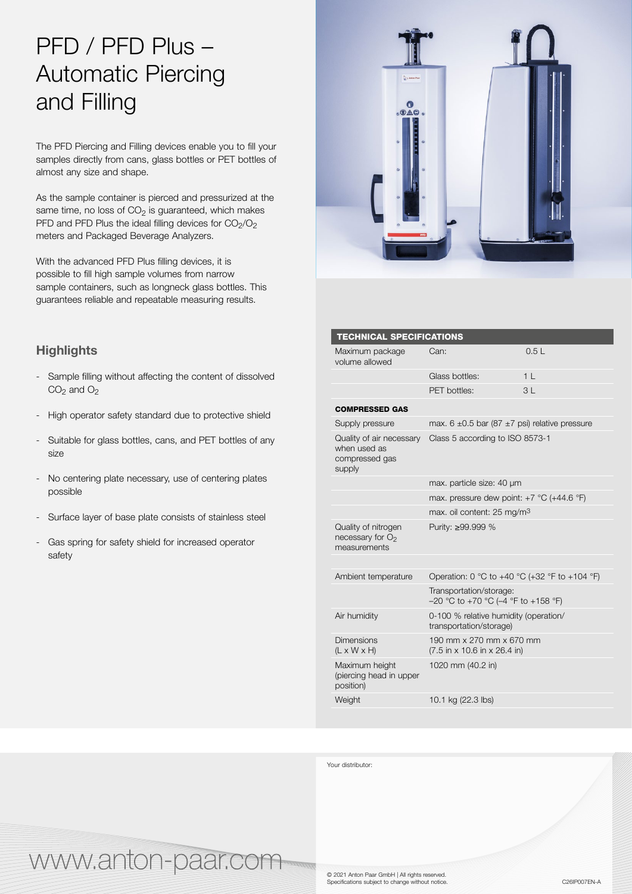# PFD / PFD Plus – Automatic Piercing and Filling

The PFD Piercing and Filling devices enable you to fill your samples directly from cans, glass bottles or PET bottles of almost any size and shape.

As the sample container is pierced and pressurized at the same time, no loss of $CO_2$ is guaranteed, which makes PFD and PFD Plus the ideal filling devices for $CO_2$/$O_2$ meters and Packaged Beverage Analyzers.

With the advanced PFD Plus filling devices, it is possible to fill high sample volumes from narrow sample containers, such as longneck glass bottles. This guarantees reliable and repeatable measuring results.

## Highlights

- Sample filling without affecting the content of dissolved $CO_2$ and $O_2$
- High operator safety standard due to protective shield
- Suitable for glass bottles, cans, and PET bottles of any size
- No centering plate necessary, use of centering plates possible
- Surface layer of base plate consists of stainless steel
- Gas spring for safety shield for increased operator safety

| TECHNICAL SPECIFICATIONS | | |
|---|---|---|
| Maximum package volume allowed | Can: | 0.5 L |
| | Glass bottles: | 1 L |
| | PET bottles: | 3 L |
| **COMPRESSED GAS** | | |
| Supply pressure | max. 6 ±0.5 bar (87 ±7 psi) relative pressure | |
| Quality of air necessary when used as compressed gas supply | Class 5 according to ISO 8573-1 | |
| | max. particle size: 40 µm | |
| | max. pressure dew point: +7 °C (+44.6 °F) | |
| | max. oil content: 25 mg/m³ | |
| Quality of nitrogen necessary for $O_2$ measurements | Purity: ≥99.999 % | |
| Ambient temperature | Operation: 0 °C to +40 °C (+32 °F to +104 °F) | |
| | Transportation/storage: –20 °C to +70 °C (–4 °F to +158 °F) | |
| Air humidity | 0-100 % relative humidity (operation/ transportation/storage) | |
| Dimensions (L x W x H) | 190 mm x 270 mm x 670 mm (7.5 in x 10.6 in x 26.4 in) | |
| Maximum height (piercing head in upper position) | 1020 mm (40.2 in) | |
| Weight | 10.1 kg (22.3 lbs) | |

Your distributor:

www.anton-paar.com

© 2021 Anton Paar GmbH | All rights reserved.
Specifications subject to change without notice.

C26IP007EN-A